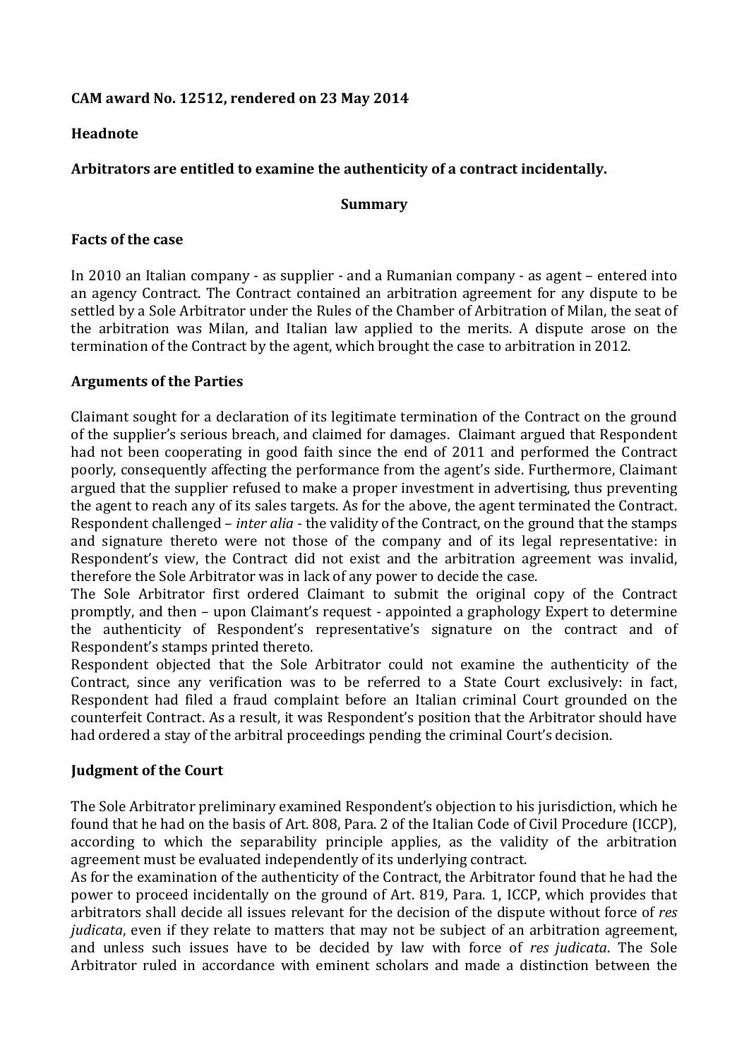**CAM award No. 12512, rendered on 23 May 2014**

**Headnote**

**Arbitrators are entitled to examine the authenticity of a contract incidentally.**

**Summary**

**Facts of the case**

In 2010 an Italian company - as supplier - and a Rumanian company - as agent – entered into an agency Contract. The Contract contained an arbitration agreement for any dispute to be settled by a Sole Arbitrator under the Rules of the Chamber of Arbitration of Milan, the seat of the arbitration was Milan, and Italian law applied to the merits. A dispute arose on the termination of the Contract by the agent, which brought the case to arbitration in 2012.

**Arguments of the Parties**

Claimant sought for a declaration of its legitimate termination of the Contract on the ground of the supplier's serious breach, and claimed for damages. Claimant argued that Respondent had not been cooperating in good faith since the end of 2011 and performed the Contract poorly, consequently affecting the performance from the agent's side. Furthermore, Claimant argued that the supplier refused to make a proper investment in advertising, thus preventing the agent to reach any of its sales targets. As for the above, the agent terminated the Contract. Respondent challenged – *inter alia* - the validity of the Contract, on the ground that the stamps and signature thereto were not those of the company and of its legal representative: in Respondent's view, the Contract did not exist and the arbitration agreement was invalid, therefore the Sole Arbitrator was in lack of any power to decide the case.
The Sole Arbitrator first ordered Claimant to submit the original copy of the Contract promptly, and then – upon Claimant's request - appointed a graphology Expert to determine the authenticity of Respondent's representative's signature on the contract and of Respondent's stamps printed thereto.
Respondent objected that the Sole Arbitrator could not examine the authenticity of the Contract, since any verification was to be referred to a State Court exclusively: in fact, Respondent had filed a fraud complaint before an Italian criminal Court grounded on the counterfeit Contract. As a result, it was Respondent's position that the Arbitrator should have had ordered a stay of the arbitral proceedings pending the criminal Court's decision.

**Judgment of the Court**

The Sole Arbitrator preliminary examined Respondent's objection to his jurisdiction, which he found that he had on the basis of Art. 808, Para. 2 of the Italian Code of Civil Procedure (ICCP), according to which the separability principle applies, as the validity of the arbitration agreement must be evaluated independently of its underlying contract.
As for the examination of the authenticity of the Contract, the Arbitrator found that he had the power to proceed incidentally on the ground of Art. 819, Para. 1, ICCP, which provides that arbitrators shall decide all issues relevant for the decision of the dispute without force of *res judicata*, even if they relate to matters that may not be subject of an arbitration agreement, and unless such issues have to be decided by law with force of *res judicata*. The Sole Arbitrator ruled in accordance with eminent scholars and made a distinction between the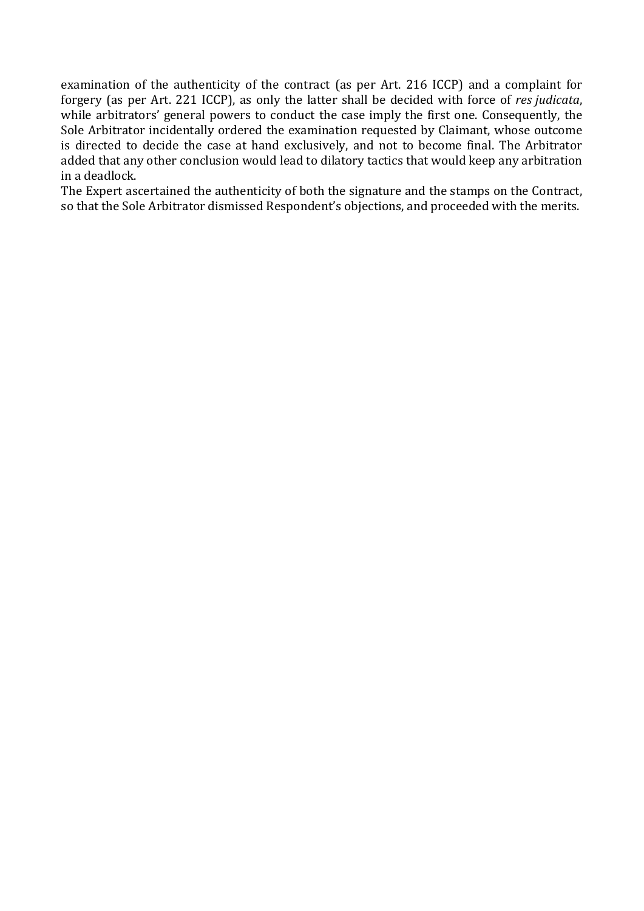examination of the authenticity of the contract (as per Art. 216 ICCP) and a complaint for forgery (as per Art. 221 ICCP), as only the latter shall be decided with force of *res judicata*, while arbitrators' general powers to conduct the case imply the first one. Consequently, the Sole Arbitrator incidentally ordered the examination requested by Claimant, whose outcome is directed to decide the case at hand exclusively, and not to become final. The Arbitrator added that any other conclusion would lead to dilatory tactics that would keep any arbitration in a deadlock.

The Expert ascertained the authenticity of both the signature and the stamps on the Contract, so that the Sole Arbitrator dismissed Respondent's objections, and proceeded with the merits.